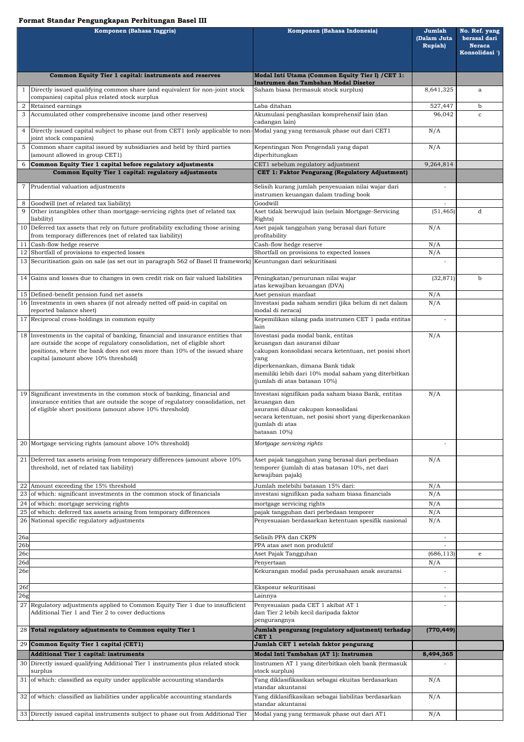# Format Standar Pengungkapan Perhitungan Basel III

| | Komponen (Bahasa Inggris) | Komponen (Bahasa Indonesia) | Jumlah (Dalam Juta Rupiah) | No. Ref. yang berasal dari Neraca Konsolidasi [1]) |
|---|---|---|---|---|
| | **Common Equity Tier 1 capital: instruments and reserves** | **Modal Inti Utama (Common Equity Tier I) /CET 1: Instrumen dan Tambahan Modal Disetor** | | |
| 1 | Directly issued qualifying common share (and equivalent for non-joint stock companies) capital plus related stock surplus | Saham biasa (termasuk stock surplus) | 8,641,325 | a |
| 2 | Retained earnings | Laba ditahan | 527,447 | b |
| 3 | Accumulated other comprehensive income (and other reserves) | Akumulasi penghasilan komprehensif lain (dan cadangan lain) | 96,042 | c |
| 4 | Directly issued capital subject to phase out from CET1 (only applicable to non-joint stock companies) | Modal yang yang termasuk phase out dari CET1 | N/A | |
| 5 | Common share capital issued by subsidiaries and held by third parties (amount allowed in group CET1) | Kepentingan Non Pengendali yang dapat diperhitungkan | N/A | |
| 6 | **Common Equity Tier 1 capital before regulatory adjustments** | CET1 sebelum regulatory adjustment | 9,264,814 | |
| | **Common Equity Tier 1 capital: regulatory adjustments** | **CET 1: Faktor Pengurang (Regulatory Adjustment)** | | |
| 7 | Prudential valuation adjustments | Selisih kurang jumlah penyesuaian nilai wajar dari instrumen keuangan dalam trading book | - | |
| 8 | Goodwill (net of related tax liability) | Goodwill | - | |
| 9 | Other intangibles other than mortgage-servicing rights (net of related tax liability) | Aset tidak berwujud lain (selain Mortgage-Servicing Rights) | (51,465) | d |
| 10 | Deferred tax assets that rely on future profitability excluding those arising from temporary differences (net of related tax liability) | Aset pajak tangguhan yang berasal dari future profitability | N/A | |
| 11 | Cash-flow hedge reserve | Cash-flow hedge reserve | N/A | |
| 12 | Shortfall of provisions to expected losses | Shortfall on provisions to expected losses | N/A | |
| 13 | Securitisation gain on sale (as set out in paragraph 562 of Basel II framework) | Keuntungan dari sekuritisasi | - | |
| 14 | Gains and losses due to changes in own credit risk on fair valued liabilities | Peningkatan/penurunan nilai wajar atas kewajiban keuangan (DVA) | (32,871) | b |
| 15 | Defined-benefit pension fund net assets | Aset pensiun manfaat | N/A | |
| 16 | Investments in own shares (if not already netted off paid-in capital on reported balance sheet) | Investasi pada saham sendiri (jika belum di net dalam modal di neraca) | N/A | |
| 17 | Reciprocal cross-holdings in common equity | Kepemilikan silang pada instrumen CET 1 pada entitas lain | - | |
| 18 | Investments in the capital of banking, financial and insurance entities that are outside the scope of regulatory consolidation, net of eligible short positions, where the bank does not own more than 10% of the issued share capital (amount above 10% threshold) | Investasi pada modal bank, entitas keuangan dan asuransi diluar cakupan konsolidasi secara ketentuan, net posisi short yang diperkenankan, dimana Bank tidak memiliki lebih dari 10% modal saham yang diterbitkan (jumlah di atas batasan 10%) | N/A | |
| 19 | Significant investments in the common stock of banking, financial and insurance entities that are outside the scope of regulatory consolidation, net of eligible short positions (amount above 10% threshold) | Investasi signifikan pada saham biasa Bank, entitas keuangan dan asuransi diluar cakupan konsolidasi secara ketentuan, net posisi short yang diperkenankan (jumlah di atas batasan 10%) | N/A | |
| 20 | Mortgage servicing rights (amount above 10% threshold) | *Mortgage servicing rights* | - | |
| 21 | Deferred tax assets arising from temporary differences (amount above 10% threshold, net of related tax liability) | Aset pajak tangguhan yang berasal dari perbedaan temporer (jumlah di atas batasan 10%, net dari kewajiban pajak) | N/A | |
| 22 | Amount exceeding the 15% threshold | Jumlah melebihi batasan 15% dari: | N/A | |
| 23 | of which: significant investments in the common stock of financials | investasi signifikan pada saham biasa financials | N/A | |
| 24 | of which: mortgage servicing rights | mortgage servicing rights | N/A | |
| 25 | of which: deferred tax assets arising from temporary differences | pajak tangguhan dari perbedaan temporer | N/A | |
| 26 | National specific regulatory adjustments | Penyesuaian berdasarkan ketentuan spesifik nasional | N/A | |
| 26a | | Selisih PPA dan CKPN | - | |
| 26b | | PPA atas aset non produktif | - | |
| 26c | | Aset Pajak Tangguhan | (686,113) | e |
| 26d | | Penyertaan | N/A | |
| 26e | | Kekurangan modal pada perusahaan anak asuransi | - | |
| 26f | | Eksposur sekuritisasi | - | |
| 26g | | Lainnya | - | |
| 27 | Regulatory adjustments applied to Common Equity Tier 1 due to insufficient Additional Tier 1 and Tier 2 to cover deductions | Penyesuaian pada CET 1 akibat AT 1 dan Tier 2 lebih kecil daripada faktor pengurangnya | - | |
| 28 | **Total regulatory adjustments to Common equity Tier 1** | **Jumlah pengurang (regulatory adjustment) terhadap CET 1** | **(770,449)** | |
| 29 | **Common Equity Tier 1 capital (CET1)** | **Jumlah CET 1 setelah faktor pengurang** | **8,494,365** | |
| | **Additional Tier 1 capital: instruments** | **Modal Inti Tambahan (AT 1): Instrumen** | | |
| 30 | Directly issued qualifying Additional Tier 1 instruments plus related stock surplus | Instrumen AT 1 yang diterbitkan oleh bank (termasuk stock surplus) | - | |
| 31 | of which: classified as equity under applicable accounting standards | Yang diklasifikasikan sebagai ekuitas berdasarkan standar akuntansi | N/A | |
| 32 | of which: classified as liabilities under applicable accounting standards | Yang diklasifikasikan sebagai liabilitas berdasarkan standar akuntansi | N/A | |
| 33 | Directly issued capital instruments subject to phase out from Additional Tier 1 | Modal yang yang termasuk phase out dari AT1 | N/A | |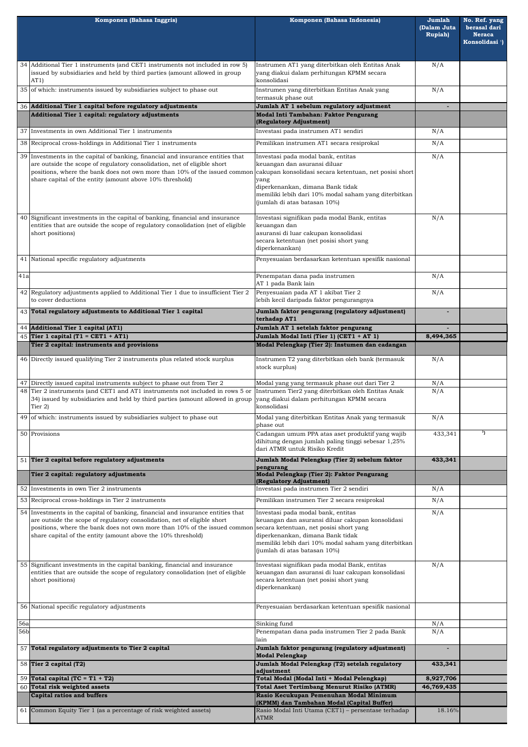| | Komponen (Bahasa Inggris) | Komponen (Bahasa Indonesia) | Jumlah (Dalam Juta Rupiah) | No. Ref. yang berasal dari Neraca Konsolidasi [1]) |
|---|---|---|---|---|
| 34 | Additional Tier 1 instruments (and CET1 instruments not included in row 5) issued by subsidiaries and held by third parties (amount allowed in group AT1) | Instrumen AT1 yang diterbitkan oleh Entitas Anak yang diakui dalam perhitungan KPMM secara konsolidasi | N/A | |
| 35 | of which: instruments issued by subsidiaries subject to phase out | Instrumen yang diterbitkan Entitas Anak yang termasuk phase out | N/A | |
| 36 | **Additional Tier 1 capital before regulatory adjustments** | **Jumlah AT 1 sebelum regulatory adjustment** | - | |
| | **Additional Tier 1 capital: regulatory adjustments** | **Modal Inti Tambahan: Faktor Pengurang (Regulatory Adjustment)** | | |
| 37 | Investments in own Additional Tier 1 instruments | Investasi pada instrumen AT1 sendiri | N/A | |
| 38 | Reciprocal cross-holdings in Additional Tier 1 instruments | Pemilikan instrumen AT1 secara resiprokal | N/A | |
| 39 | Investments in the capital of banking, financial and insurance entities that are outside the scope of regulatory consolidation, net of eligible short positions, where the bank does not own more than 10% of the issued common share capital of the entity (amount above 10% threshold) | Investasi pada modal bank, entitas keuangan dan asuransi diluar cakupan konsolidasi secara ketentuan, net posisi short yang diperkenankan, dimana Bank tidak memiliki lebih dari 10% modal saham yang diterbitkan (jumlah di atas batasan 10%) | N/A | |
| 40 | Significant investments in the capital of banking, financial and insurance entities that are outside the scope of regulatory consolidation (net of eligible short positions) | Investasi signifikan pada modal Bank, entitas keuangan dan asuransi di luar cakupan konsolidasi secara ketentuan (net posisi short yang diperkenankan) | N/A | |
| 41 | National specific regulatory adjustments | Penyesuaian berdasarkan ketentuan spesifik nasional | | |
| 41a | | Penempatan dana pada instrumen AT 1 pada Bank lain | N/A | |
| 42 | Regulatory adjustments applied to Additional Tier 1 due to insufficient Tier 2 to cover deductions | Penyesuaian pada AT 1 akibat Tier 2 lebih kecil daripada faktor pengurangnya | N/A | |
| 43 | **Total regulatory adjustments to Additional Tier 1 capital** | **Jumlah faktor pengurang (regulatory adjustment) terhadap AT1** | - | |
| 44 | **Additional Tier 1 capital (AT1)** | **Jumlah AT 1 setelah faktor pengurang** | - | |
| 45 | **Tier 1 capital (T1 = CET1 + AT1)** | **Jumlah Modal Inti (Tier 1) (CET1 + AT 1)** | **8,494,365** | |
| | **Tier 2 capital: instruments and provisions** | **Modal Pelengkap (Tier 2): Instumen dan cadangan** | | |
| 46 | Directly issued qualifying Tier 2 instruments plus related stock surplus | Instrumen T2 yang diterbitkan oleh bank (termasuk stock surplus) | N/A | |
| 47 | Directly issued capital instruments subject to phase out from Tier 2 | Modal yang yang termasuk phase out dari Tier 2 | N/A | |
| 48 | Tier 2 instruments (and CET1 and AT1 instruments not included in rows 5 or 34) issued by subsidiaries and held by third parties (amount allowed in group Tier 2) | Instrumen Tier2 yang diterbitkan oleh Entitas Anak yang diakui dalam perhitungan KPMM secara konsolidasi | N/A | |
| 49 | of which: instruments issued by subsidiaries subject to phase out | Modal yang diterbitkan Entitas Anak yang termasuk phase out | N/A | |
| 50 | Provisions | Cadangan umum PPA atas aset produktif yang wajib dihitung dengan jumlah paling tinggi sebesar 1,25% dari ATMR untuk Risiko Kredit | 433,341 | [3]) |
| 51 | **Tier 2 capital before regulatory adjustments** | **Jumlah Modal Pelengkap (Tier 2) sebelum faktor pengurang** | **433,341** | |
| | **Tier 2 capital: regulatory adjustments** | **Modal Pelengkap (Tier 2): Faktor Pengurang (Regulatory Adjustment)** | | |
| 52 | Investments in own Tier 2 instruments | Investasi pada instrumen Tier 2 sendiri | N/A | |
| 53 | Reciprocal cross-holdings in Tier 2 instruments | Pemilikan instrumen Tier 2 secara resiprokal | N/A | |
| 54 | Investments in the capital of banking, financial and insurance entities that are outside the scope of regulatory consolidation, net of eligible short positions, where the bank does not own more than 10% of the issued common share capital of the entity (amount above the 10% threshold) | Investasi pada modal bank, entitas keuangan dan asuransi diluar cakupan konsolidasi secara ketentuan, net posisi short yang diperkenankan, dimana Bank tidak memiliki lebih dari 10% modal saham yang diterbitkan (jumlah di atas batasan 10%) | N/A | |
| 55 | Significant investments in the capital banking, financial and insurance entities that are outside the scope of regulatory consolidation (net of eligible short positions) | Investasi signifikan pada modal Bank, entitas keuangan dan asuransi di luar cakupan konsolidasi secara ketentuan (net posisi short yang diperkenankan) | N/A | |
| 56 | National specific regulatory adjustments | Penyesuaian berdasarkan ketentuan spesifik nasional | | |
| 56a | | Sinking fund | N/A | |
| 56b | | Penempatan dana pada instrumen Tier 2 pada Bank lain | N/A | |
| 57 | **Total regulatory adjustments to Tier 2 capital** | **Jumlah faktor pengurang (regulatory adjustment) Modal Pelengkap** | - | |
| 58 | **Tier 2 capital (T2)** | **Jumlah Modal Pelengkap (T2) setelah regulatory adjustment** | **433,341** | |
| 59 | **Total capital (TC = T1 + T2)** | **Total Modal (Modal Inti + Modal Pelengkap)** | **8,927,706** | |
| 60 | **Total risk weighted assets** | **Total Aset Tertimbang Menurut Risiko (ATMR)** | **46,769,435** | |
| | **Capital ratios and buffers** | **Rasio Kecukupan Pemenuhan Modal Minimum (KPMM) dan Tambahan Modal (Capital Buffer)** | | |
| 61 | Common Equity Tier 1 (as a percentage of risk weighted assets) | Rasio Modal Inti Utama (CET1) – persentase terhadap ATMR | 18.16% | |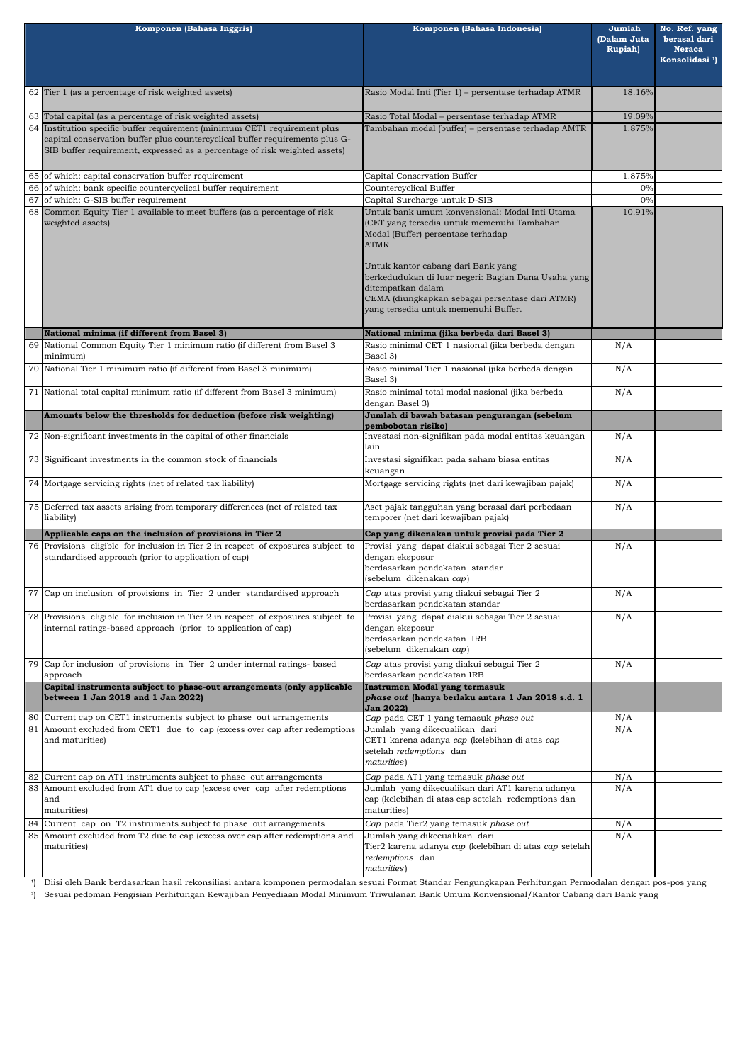| | Komponen (Bahasa Inggris) | Komponen (Bahasa Indonesia) | Jumlah (Dalam Juta Rupiah) | No. Ref. yang berasal dari Neraca Konsolidasi [1] |
|---|---|---|---|---|
| 62 | Tier 1 (as a percentage of risk weighted assets) | Rasio Modal Inti (Tier 1) – persentase terhadap ATMR | 18.16% | |
| 63 | Total capital (as a percentage of risk weighted assets) | Rasio Total Modal – persentase terhadap ATMR | 19.09% | |
| 64 | Institution specific buffer requirement (minimum CET1 requirement plus capital conservation buffer plus countercyclical buffer requirements plus G-SIB buffer requirement, expressed as a percentage of risk weighted assets) | Tambahan modal (buffer) – persentase terhadap AMTR | 1.875% | |
| 65 | of which: capital conservation buffer requirement | Capital Conservation Buffer | 1.875% | |
| 66 | of which: bank specific countercyclical buffer requirement | Countercyclical Buffer | 0% | |
| 67 | of which: G-SIB buffer requirement | Capital Surcharge untuk D-SIB | 0% | |
| 68 | Common Equity Tier 1 available to meet buffers (as a percentage of risk weighted assets) | Untuk bank umum konvensional: Modal Inti Utama (CET yang tersedia untuk memenuhi Tambahan Modal (Buffer) persentase terhadap ATMR<br><br>Untuk kantor cabang dari Bank yang berkedudukan di luar negeri: Bagian Dana Usaha yang ditempatkan dalam CEMA (diungkapkan sebagai persentase dari ATMR) yang tersedia untuk memenuhi Buffer. | 10.91% | |
| | **National minima (if different from Basel 3)** | **National minima (jika berbeda dari Basel 3)** | | |
| 69 | National Common Equity Tier 1 minimum ratio (if different from Basel 3 minimum) | Rasio minimal CET 1 nasional (jika berbeda dengan Basel 3) | N/A | |
| 70 | National Tier 1 minimum ratio (if different from Basel 3 minimum) | Rasio minimal Tier 1 nasional (jika berbeda dengan Basel 3) | N/A | |
| 71 | National total capital minimum ratio (if different from Basel 3 minimum) | Rasio minimal total modal nasional (jika berbeda dengan Basel 3) | N/A | |
| | **Amounts below the thresholds for deduction (before risk weighting)** | **Jumlah di bawah batasan pengurangan (sebelum pembobotan risiko)** | | |
| 72 | Non-significant investments in the capital of other financials | Investasi non-signifikan pada modal entitas keuangan lain | N/A | |
| 73 | Significant investments in the common stock of financials | Investasi signifikan pada saham biasa entitas keuangan | N/A | |
| 74 | Mortgage servicing rights (net of related tax liability) | Mortgage servicing rights (net dari kewajiban pajak) | N/A | |
| 75 | Deferred tax assets arising from temporary differences (net of related tax liability) | Aset pajak tangguhan yang berasal dari perbedaan temporer (net dari kewajiban pajak) | N/A | |
| | **Applicable caps on the inclusion of provisions in Tier 2** | **Cap yang dikenakan untuk provisi pada Tier 2** | | |
| 76 | Provisions eligible for inclusion in Tier 2 in respect of exposures subject to standardised approach (prior to application of cap) | Provisi yang dapat diakui sebagai Tier 2 sesuai dengan eksposur berdasarkan pendekatan standar (sebelum dikenakan *cap*) | N/A | |
| 77 | Cap on inclusion of provisions in Tier 2 under standardised approach | *Cap* atas provisi yang diakui sebagai Tier 2 berdasarkan pendekatan standar | N/A | |
| 78 | Provisions eligible for inclusion in Tier 2 in respect of exposures subject to internal ratings-based approach (prior to application of cap) | Provisi yang dapat diakui sebagai Tier 2 sesuai dengan eksposur berdasarkan pendekatan IRB (sebelum dikenakan *cap*) | N/A | |
| 79 | Cap for inclusion of provisions in Tier 2 under internal ratings- based approach | *Cap* atas provisi yang diakui sebagai Tier 2 berdasarkan pendekatan IRB | N/A | |
| | **Capital instruments subject to phase-out arrangements (only applicable between 1 Jan 2018 and 1 Jan 2022)** | **Instrumen Modal yang termasuk *phase out* (hanya berlaku antara 1 Jan 2018 s.d. 1 Jan 2022)** | | |
| 80 | Current cap on CET1 instruments subject to phase out arrangements | *Cap* pada CET 1 yang temasuk *phase out* | N/A | |
| 81 | Amount excluded from CET1 due to cap (excess over cap after redemptions and maturities) | Jumlah yang dikecualikan dari CET1 karena adanya *cap* (kelebihan di atas *cap* setelah *redemptions* dan *maturities*) | N/A | |
| 82 | Current cap on AT1 instruments subject to phase out arrangements | *Cap* pada AT1 yang temasuk *phase out* | N/A | |
| 83 | Amount excluded from AT1 due to cap (excess over cap after redemptions and maturities) | Jumlah yang dikecualikan dari AT1 karena adanya cap (kelebihan di atas cap setelah redemptions dan maturities) | N/A | |
| 84 | Current cap on T2 instruments subject to phase out arrangements | *Cap* pada Tier2 yang temasuk *phase out* | N/A | |
| 85 | Amount excluded from T2 due to cap (excess over cap after redemptions and maturities) | Jumlah yang dikecualikan dari Tier2 karena adanya *cap* (kelebihan di atas *cap* setelah *redemptions* dan *maturities*) | N/A | |

[1] Diisi oleh Bank berdasarkan hasil rekonsiliasi antara komponen permodalan sesuai Format Standar Pengungkapan Perhitungan Permodalan dengan pos-pos yang

[2] Sesuai pedoman Pengisian Perhitungan Kewajiban Penyediaan Modal Minimum Triwulanan Bank Umum Konvensional/Kantor Cabang dari Bank yang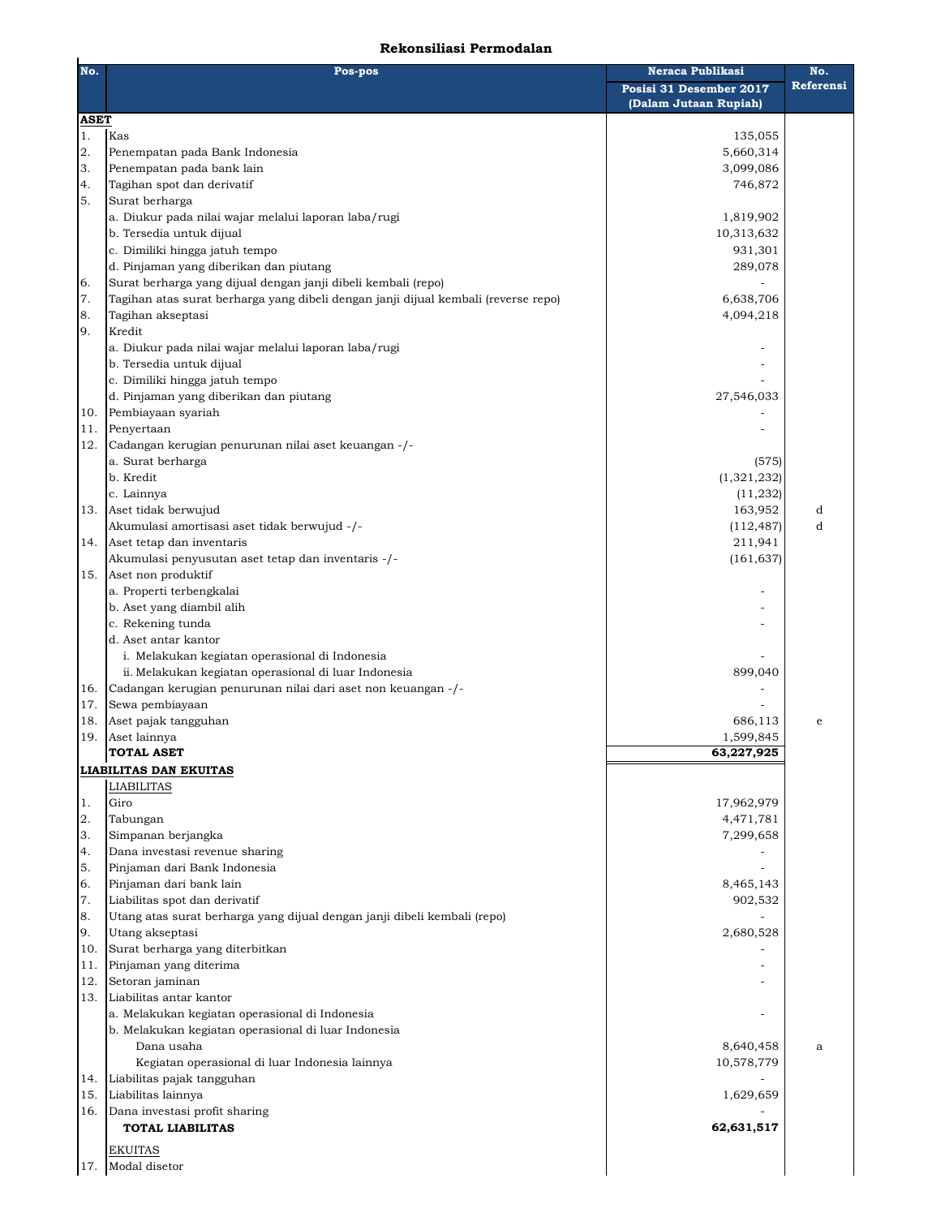## Rekonsiliasi Permodalan

| No. | Pos-pos | Neraca Publikasi Posisi 31 Desember 2017 (Dalam Jutaan Rupiah) | No. Referensi |
|---|---|---|---|
| **ASET** | | | |
| 1. | Kas | 135,055 | |
| 2. | Penempatan pada Bank Indonesia | 5,660,314 | |
| 3. | Penempatan pada bank lain | 3,099,086 | |
| 4. | Tagihan spot dan derivatif | 746,872 | |
| 5. | Surat berharga | | |
| | a. Diukur pada nilai wajar melalui laporan laba/rugi | 1,819,902 | |
| | b. Tersedia untuk dijual | 10,313,632 | |
| | c. Dimiliki hingga jatuh tempo | 931,301 | |
| | d. Pinjaman yang diberikan dan piutang | 289,078 | |
| 6. | Surat berharga yang dijual dengan janji dibeli kembali (repo) | - | |
| 7. | Tagihan atas surat berharga yang dibeli dengan janji dijual kembali (reverse repo) | 6,638,706 | |
| 8. | Tagihan akseptasi | 4,094,218 | |
| 9. | Kredit | | |
| | a. Diukur pada nilai wajar melalui laporan laba/rugi | - | |
| | b. Tersedia untuk dijual | - | |
| | c. Dimiliki hingga jatuh tempo | - | |
| | d. Pinjaman yang diberikan dan piutang | 27,546,033 | |
| 10. | Pembiayaan syariah | - | |
| 11. | Penyertaan | - | |
| 12. | Cadangan kerugian penurunan nilai aset keuangan -/- | | |
| | a. Surat berharga | (575) | |
| | b. Kredit | (1,321,232) | |
| | c. Lainnya | (11,232) | |
| 13. | Aset tidak berwujud | 163,952 | d |
| | Akumulasi amortisasi aset tidak berwujud -/- | (112,487) | d |
| 14. | Aset tetap dan inventaris | 211,941 | |
| | Akumulasi penyusutan aset tetap dan inventaris -/- | (161,637) | |
| 15. | Aset non produktif | | |
| | a. Properti terbengkalai | - | |
| | b. Aset yang diambil alih | - | |
| | c. Rekening tunda | - | |
| | d. Aset antar kantor | | |
| | i. Melakukan kegiatan operasional di Indonesia | - | |
| | ii. Melakukan kegiatan operasional di luar Indonesia | 899,040 | |
| 16. | Cadangan kerugian penurunan nilai dari aset non keuangan -/- | - | |
| 17. | Sewa pembiayaan | - | |
| 18. | Aset pajak tangguhan | 686,113 | e |
| 19. | Aset lainnya | 1,599,845 | |
| | **TOTAL ASET** | **63,227,925** | |
| **LIABILITAS DAN EKUITAS** | | | |
| | LIABILITAS | | |
| 1. | Giro | 17,962,979 | |
| 2. | Tabungan | 4,471,781 | |
| 3. | Simpanan berjangka | 7,299,658 | |
| 4. | Dana investasi revenue sharing | - | |
| 5. | Pinjaman dari Bank Indonesia | - | |
| 6. | Pinjaman dari bank lain | 8,465,143 | |
| 7. | Liabilitas spot dan derivatif | 902,532 | |
| 8. | Utang atas surat berharga yang dijual dengan janji dibeli kembali (repo) | - | |
| 9. | Utang akseptasi | 2,680,528 | |
| 10. | Surat berharga yang diterbitkan | - | |
| 11. | Pinjaman yang diterima | - | |
| 12. | Setoran jaminan | - | |
| 13. | Liabilitas antar kantor | | |
| | a. Melakukan kegiatan operasional di Indonesia | - | |
| | b. Melakukan kegiatan operasional di luar Indonesia | | |
| | Dana usaha | 8,640,458 | a |
| | Kegiatan operasional di luar Indonesia lainnya | 10,578,779 | |
| 14. | Liabilitas pajak tangguhan | - | |
| 15. | Liabilitas lainnya | 1,629,659 | |
| 16. | Dana investasi profit sharing | - | |
| | **TOTAL LIABILITAS** | **62,631,517** | |
| | EKUITAS | | |
| 17. | Modal disetor | | |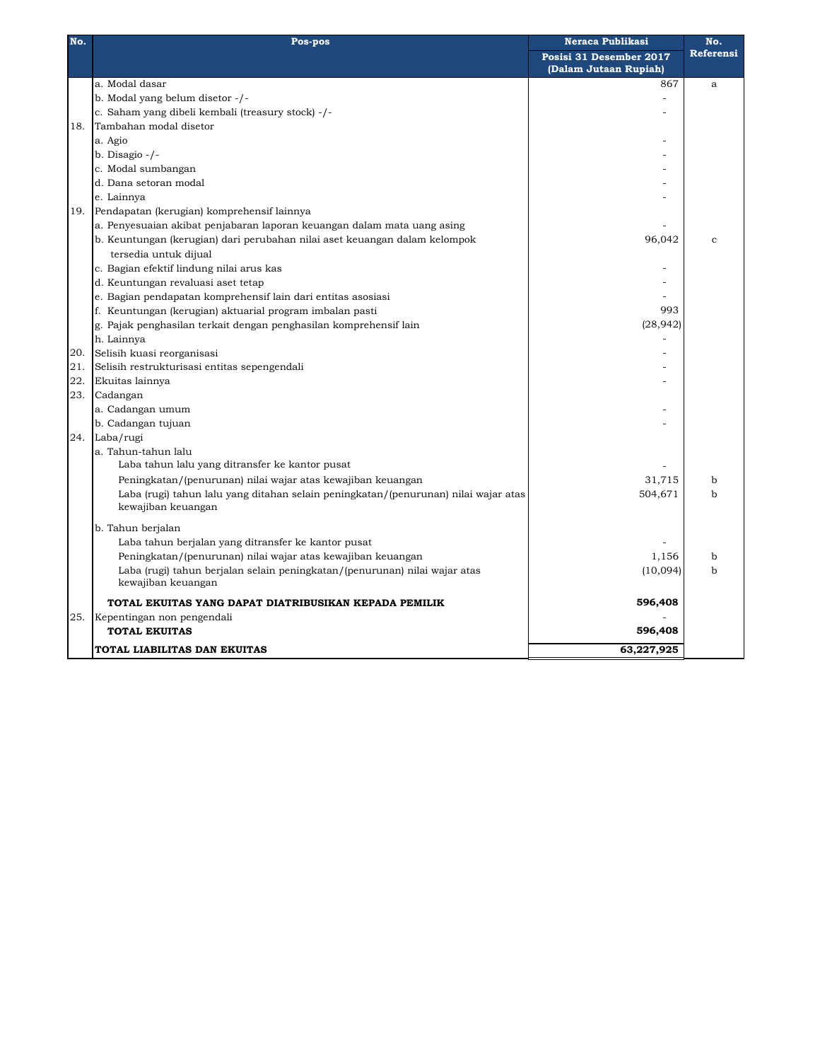| No. | Pos-pos | Neraca Publikasi | No. Referensi |
|---|---|---|---|
| | | Posisi 31 Desember 2017 (Dalam Jutaan Rupiah) | |
| | a. Modal dasar | 867 | a |
| | b. Modal yang belum disetor -/- | - | |
| | c. Saham yang dibeli kembali (treasury stock) -/- | - | |
| 18. | Tambahan modal disetor | | |
| | a. Agio | - | |
| | b. Disagio -/- | - | |
| | c. Modal sumbangan | - | |
| | d. Dana setoran modal | - | |
| | e. Lainnya | - | |
| 19. | Pendapatan (kerugian) komprehensif lainnya | | |
| | a. Penyesuaian akibat penjabaran laporan keuangan dalam mata uang asing | - | |
| | b. Keuntungan (kerugian) dari perubahan nilai aset keuangan dalam kelompok tersedia untuk dijual | 96,042 | c |
| | c. Bagian efektif lindung nilai arus kas | - | |
| | d. Keuntungan revaluasi aset tetap | - | |
| | e. Bagian pendapatan komprehensif lain dari entitas asosiasi | - | |
| | f. Keuntungan (kerugian) aktuarial program imbalan pasti | 993 | |
| | g. Pajak penghasilan terkait dengan penghasilan komprehensif lain | (28,942) | |
| | h. Lainnya | - | |
| 20. | Selisih kuasi reorganisasi | - | |
| 21. | Selisih restrukturisasi entitas sepengendali | - | |
| 22. | Ekuitas lainnya | - | |
| 23. | Cadangan | | |
| | a. Cadangan umum | - | |
| | b. Cadangan tujuan | - | |
| 24. | Laba/rugi | | |
| | a. Tahun-tahun lalu | | |
| | Laba tahun lalu yang ditransfer ke kantor pusat | - | |
| | Peningkatan/(penurunan) nilai wajar atas kewajiban keuangan | 31,715 | b |
| | Laba (rugi) tahun lalu yang ditahan selain peningkatan/(penurunan) nilai wajar atas kewajiban keuangan | 504,671 | b |
| | b. Tahun berjalan | | |
| | Laba tahun berjalan yang ditransfer ke kantor pusat | - | |
| | Peningkatan/(penurunan) nilai wajar atas kewajiban keuangan | 1,156 | b |
| | Laba (rugi) tahun berjalan selain peningkatan/(penurunan) nilai wajar atas kewajiban keuangan | (10,094) | b |
| | **TOTAL EKUITAS YANG DAPAT DIATRIBUSIKAN KEPADA PEMILIK** | **596,408** | |
| 25. | Kepentingan non pengendali | - | |
| | **TOTAL EKUITAS** | **596,408** | |
| | **TOTAL LIABILITAS DAN EKUITAS** | **63,227,925** | |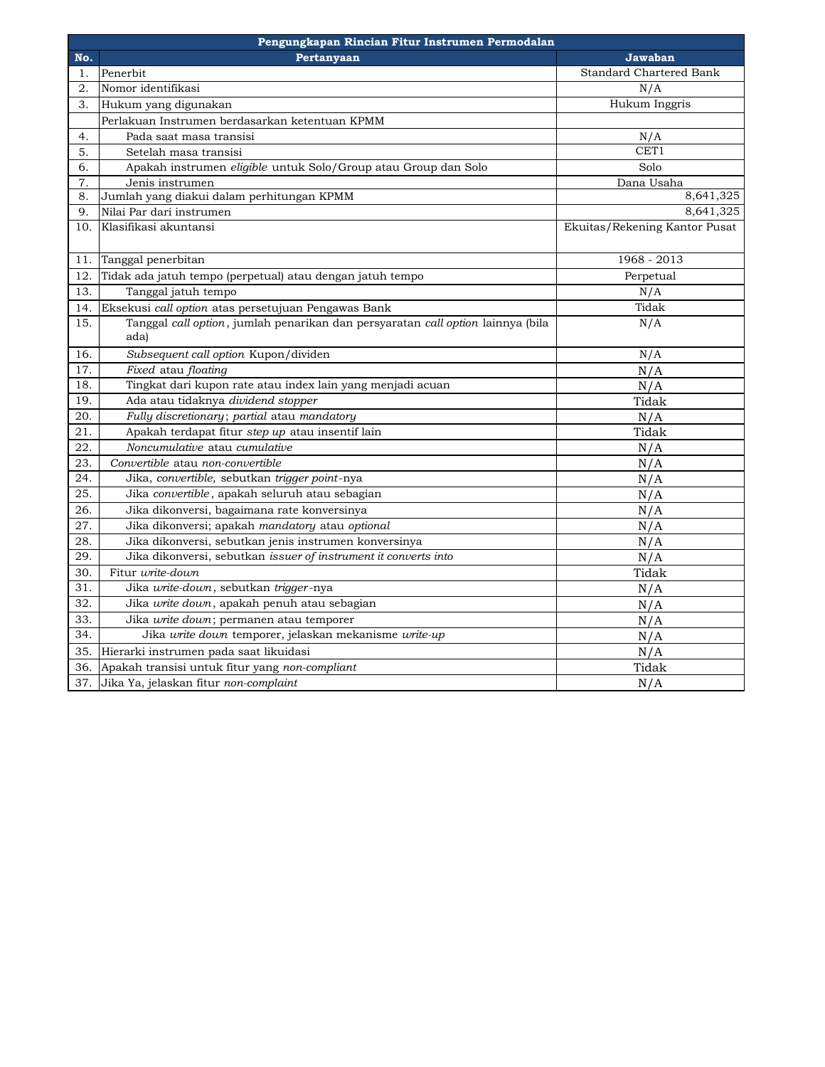| Pengungkapan Rincian Fitur Instrumen Permodalan | | |
|---|---|---|
| **No.** | **Pertanyaan** | **Jawaban** |
| 1. | Penerbit | Standard Chartered Bank |
| 2. | Nomor identifikasi | N/A |
| 3. | Hukum yang digunakan | Hukum Inggris |
| | Perlakuan Instrumen berdasarkan ketentuan KPMM | |
| 4. | Pada saat masa transisi | N/A |
| 5. | Setelah masa transisi | CET1 |
| 6. | Apakah instrumen *eligible* untuk Solo/Group atau Group dan Solo | Solo |
| 7. | Jenis instrumen | Dana Usaha |
| 8. | Jumlah yang diakui dalam perhitungan KPMM | 8,641,325 |
| 9. | Nilai Par dari instrumen | 8,641,325 |
| 10. | Klasifikasi akuntansi | Ekuitas/Rekening Kantor Pusat |
| 11. | Tanggal penerbitan | 1968 - 2013 |
| 12. | Tidak ada jatuh tempo (perpetual) atau dengan jatuh tempo | Perpetual |
| 13. | Tanggal jatuh tempo | N/A |
| 14. | Eksekusi *call option* atas persetujuan Pengawas Bank | Tidak |
| 15. | Tanggal *call option*, jumlah penarikan dan persyaratan *call option* lainnya (bila ada) | N/A |
| 16. | *Subsequent call option* Kupon/dividen | N/A |
| 17. | *Fixed* atau *floating* | N/A |
| 18. | Tingkat dari kupon rate atau index lain yang menjadi acuan | N/A |
| 19. | Ada atau tidaknya *dividend stopper* | Tidak |
| 20. | *Fully discretionary*; *partial* atau *mandatory* | N/A |
| 21. | Apakah terdapat fitur *step up* atau insentif lain | Tidak |
| 22. | *Noncumulative* atau *cumulative* | N/A |
| 23. | *Convertible* atau *non-convertible* | N/A |
| 24. | Jika, *convertible,* sebutkan *trigger point*-nya | N/A |
| 25. | Jika *convertible*, apakah seluruh atau sebagian | N/A |
| 26. | Jika dikonversi, bagaimana rate konversinya | N/A |
| 27. | Jika dikonversi; apakah *mandatory* atau *optional* | N/A |
| 28. | Jika dikonversi, sebutkan jenis instrumen konversinya | N/A |
| 29. | Jika dikonversi, sebutkan *issuer of instrument it converts into* | N/A |
| 30. | Fitur *write-down* | Tidak |
| 31. | Jika *write-down*, sebutkan *trigger*-nya | N/A |
| 32. | Jika *write down*, apakah penuh atau sebagian | N/A |
| 33. | Jika *write down*; permanen atau temporer | N/A |
| 34. | Jika *write down* temporer, jelaskan mekanisme *write-up* | N/A |
| 35. | Hierarki instrumen pada saat likuidasi | N/A |
| 36. | Apakah transisi untuk fitur yang *non-compliant* | Tidak |
| 37. | Jika Ya, jelaskan fitur *non-complaint* | N/A |